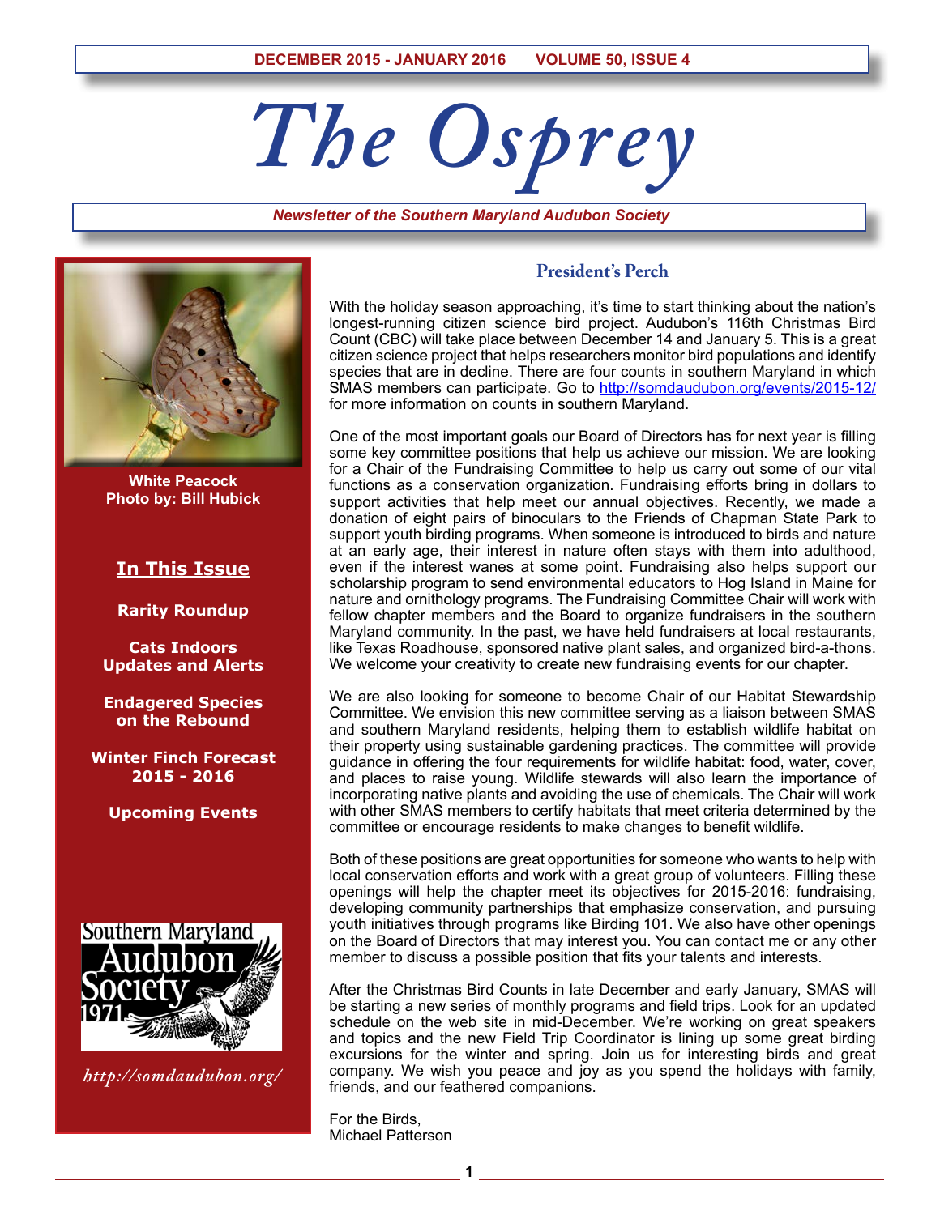DECEMBER 2015 - JANUARY 2016 VOLUME 50, ISSUE 4

# The Osprey

*Newsletter of the Southern Maryland Audubon Society*

White Peacock
Photo by: Bill Hubick

**In This Issue**

- Rarity Roundup
- Cats Indoors Updates and Alerts
- Endagered Species on the Rebound
- Winter Finch Forecast 2015 - 2016
- Upcoming Events

*http://somdaudubon.org/*

## President's Perch

With the holiday season approaching, it's time to start thinking about the nation's longest-running citizen science bird project. Audubon's 116th Christmas Bird Count (CBC) will take place between December 14 and January 5. This is a great citizen science project that helps researchers monitor bird populations and identify species that are in decline. There are four counts in southern Maryland in which SMAS members can participate. Go to http://somdaudubon.org/events/2015-12/ for more information on counts in southern Maryland.

One of the most important goals our Board of Directors has for next year is filling some key committee positions that help us achieve our mission. We are looking for a Chair of the Fundraising Committee to help us carry out some of our vital functions as a conservation organization. Fundraising efforts bring in dollars to support activities that help meet our annual objectives. Recently, we made a donation of eight pairs of binoculars to the Friends of Chapman State Park to support youth birding programs. When someone is introduced to birds and nature at an early age, their interest in nature often stays with them into adulthood, even if the interest wanes at some point. Fundraising also helps support our scholarship program to send environmental educators to Hog Island in Maine for nature and ornithology programs. The Fundraising Committee Chair will work with fellow chapter members and the Board to organize fundraisers in the southern Maryland community. In the past, we have held fundraisers at local restaurants, like Texas Roadhouse, sponsored native plant sales, and organized bird-a-thons. We welcome your creativity to create new fundraising events for our chapter.

We are also looking for someone to become Chair of our Habitat Stewardship Committee. We envision this new committee serving as a liaison between SMAS and southern Maryland residents, helping them to establish wildlife habitat on their property using sustainable gardening practices. The committee will provide guidance in offering the four requirements for wildlife habitat: food, water, cover, and places to raise young. Wildlife stewards will also learn the importance of incorporating native plants and avoiding the use of chemicals. The Chair will work with other SMAS members to certify habitats that meet criteria determined by the committee or encourage residents to make changes to benefit wildlife.

Both of these positions are great opportunities for someone who wants to help with local conservation efforts and work with a great group of volunteers. Filling these openings will help the chapter meet its objectives for 2015-2016: fundraising, developing community partnerships that emphasize conservation, and pursuing youth initiatives through programs like Birding 101. We also have other openings on the Board of Directors that may interest you. You can contact me or any other member to discuss a possible position that fits your talents and interests.

After the Christmas Bird Counts in late December and early January, SMAS will be starting a new series of monthly programs and field trips. Look for an updated schedule on the web site in mid-December. We're working on great speakers and topics and the new Field Trip Coordinator is lining up some great birding excursions for the winter and spring. Join us for interesting birds and great company. We wish you peace and joy as you spend the holidays with family, friends, and our feathered companions.

For the Birds,
Michael Patterson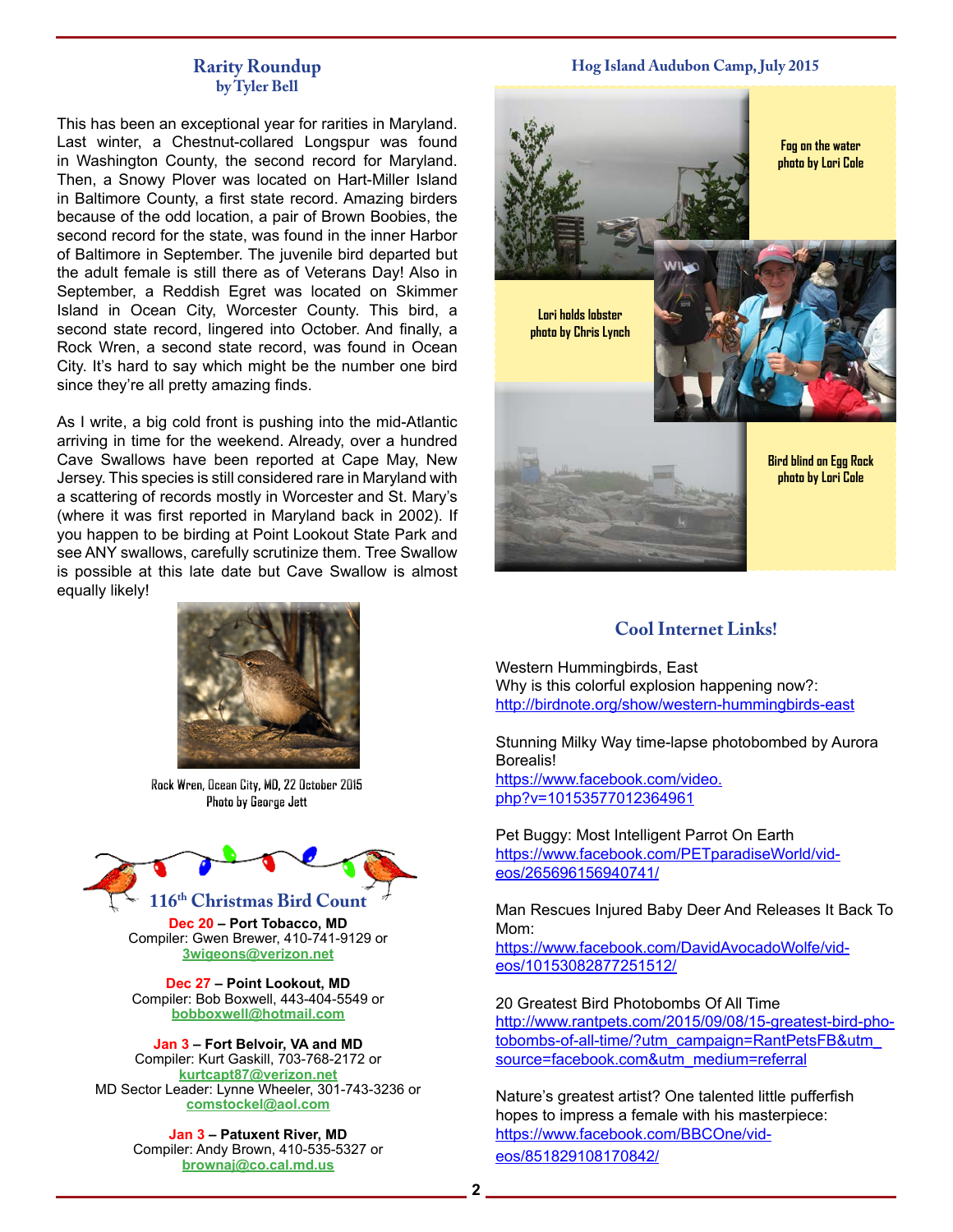## Rarity Roundup
### by Tyler Bell

This has been an exceptional year for rarities in Maryland. Last winter, a Chestnut-collared Longspur was found in Washington County, the second record for Maryland. Then, a Snowy Plover was located on Hart-Miller Island in Baltimore County, a first state record. Amazing birders because of the odd location, a pair of Brown Boobies, the second record for the state, was found in the inner Harbor of Baltimore in September. The juvenile bird departed but the adult female is still there as of Veterans Day! Also in September, a Reddish Egret was located on Skimmer Island in Ocean City, Worcester County. This bird, a second state record, lingered into October. And finally, a Rock Wren, a second state record, was found in Ocean City. It's hard to say which might be the number one bird since they're all pretty amazing finds.

As I write, a big cold front is pushing into the mid-Atlantic arriving in time for the weekend. Already, over a hundred Cave Swallows have been reported at Cape May, New Jersey. This species is still considered rare in Maryland with a scattering of records mostly in Worcester and St. Mary's (where it was first reported in Maryland back in 2002). If you happen to be birding at Point Lookout State Park and see ANY swallows, carefully scrutinize them. Tree Swallow is possible at this late date but Cave Swallow is almost equally likely!

Rock Wren, Ocean City, MD, 22 October 2015
Photo by George Jett

## 116th Christmas Bird Count

**Dec 20 – Port Tobacco, MD**
Compiler: Gwen Brewer, 410-741-9129 or
3wigeons@verizon.net

**Dec 27 – Point Lookout, MD**
Compiler: Bob Boxwell, 443-404-5549 or
bobboxwell@hotmail.com

**Jan 3 – Fort Belvoir, VA and MD**
Compiler: Kurt Gaskill, 703-768-2172 or
kurtcapt87@verizon.net
MD Sector Leader: Lynne Wheeler, 301-743-3236 or
comstockel@aol.com

**Jan 3 – Patuxent River, MD**
Compiler: Andy Brown, 410-535-5327 or
brownaj@co.cal.md.us

## Hog Island Audubon Camp, July 2015

Fog on the water
photo by Lori Cole

Lori holds lobster
photo by Chris Lynch

Bird blind on Egg Rock
photo by Lori Cole

## Cool Internet Links!

Western Hummingbirds, East
Why is this colorful explosion happening now?:
http://birdnote.org/show/western-hummingbirds-east

Stunning Milky Way time-lapse photobombed by Aurora Borealis!
https://www.facebook.com/video.php?v=10153577012364961

Pet Buggy: Most Intelligent Parrot On Earth
https://www.facebook.com/PETparadiseWorld/videos/265696156940741/

Man Rescues Injured Baby Deer And Releases It Back To Mom:
https://www.facebook.com/DavidAvocadoWolfe/videos/10153082877251512/

20 Greatest Bird Photobombs Of All Time
http://www.rantpets.com/2015/09/08/15-greatest-bird-photobombs-of-all-time/?utm_campaign=RantPetsFB&utm_source=facebook.com&utm_medium=referral

Nature's greatest artist? One talented little pufferfish hopes to impress a female with his masterpiece:
https://www.facebook.com/BBCOne/videos/851829108170842/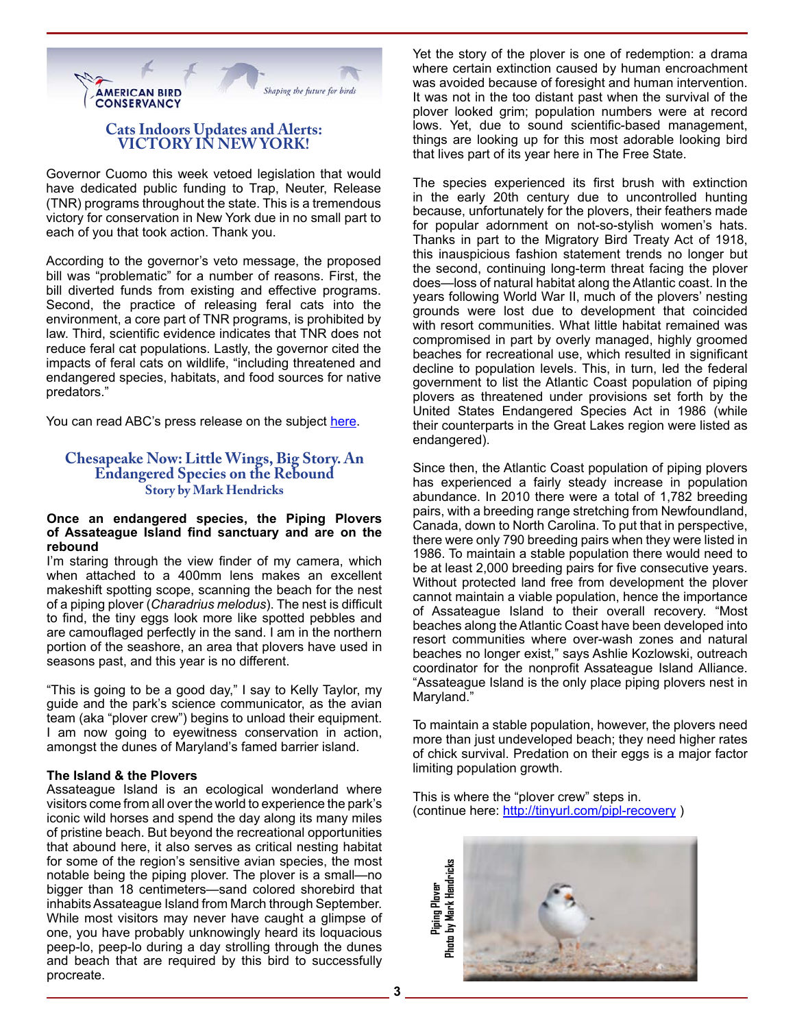## Cats Indoors Updates and Alerts: VICTORY IN NEW YORK!

Governor Cuomo this week vetoed legislation that would have dedicated public funding to Trap, Neuter, Release (TNR) programs throughout the state. This is a tremendous victory for conservation in New York due in no small part to each of you that took action. Thank you.

According to the governor's veto message, the proposed bill was "problematic" for a number of reasons. First, the bill diverted funds from existing and effective programs. Second, the practice of releasing feral cats into the environment, a core part of TNR programs, is prohibited by law. Third, scientific evidence indicates that TNR does not reduce feral cat populations. Lastly, the governor cited the impacts of feral cats on wildlife, "including threatened and endangered species, habitats, and food sources for native predators."

You can read ABC's press release on the subject here.

## Chesapeake Now: Little Wings, Big Story. An Endangered Species on the Rebound

### Story by Mark Hendricks

**Once an endangered species, the Piping Plovers of Assateague Island find sanctuary and are on the rebound**

I'm staring through the view finder of my camera, which when attached to a 400mm lens makes an excellent makeshift spotting scope, scanning the beach for the nest of a piping plover (*Charadrius melodus*). The nest is difficult to find, the tiny eggs look more like spotted pebbles and are camouflaged perfectly in the sand. I am in the northern portion of the seashore, an area that plovers have used in seasons past, and this year is no different.

"This is going to be a good day," I say to Kelly Taylor, my guide and the park's science communicator, as the avian team (aka "plover crew") begins to unload their equipment. I am now going to eyewitness conservation in action, amongst the dunes of Maryland's famed barrier island.

**The Island & the Plovers**

Assateague Island is an ecological wonderland where visitors come from all over the world to experience the park's iconic wild horses and spend the day along its many miles of pristine beach. But beyond the recreational opportunities that abound here, it also serves as critical nesting habitat for some of the region's sensitive avian species, the most notable being the piping plover. The plover is a small—no bigger than 18 centimeters—sand colored shorebird that inhabits Assateague Island from March through September. While most visitors may never have caught a glimpse of one, you have probably unknowingly heard its loquacious peep-lo, peep-lo during a day strolling through the dunes and beach that are required by this bird to successfully procreate.

Yet the story of the plover is one of redemption: a drama where certain extinction caused by human encroachment was avoided because of foresight and human intervention. It was not in the too distant past when the survival of the plover looked grim; population numbers were at record lows. Yet, due to sound scientific-based management, things are looking up for this most adorable looking bird that lives part of its year here in The Free State.

The species experienced its first brush with extinction in the early 20th century due to uncontrolled hunting because, unfortunately for the plovers, their feathers made for popular adornment on not-so-stylish women's hats. Thanks in part to the Migratory Bird Treaty Act of 1918, this inauspicious fashion statement trends no longer but the second, continuing long-term threat facing the plover does—loss of natural habitat along the Atlantic coast. In the years following World War II, much of the plovers' nesting grounds were lost due to development that coincided with resort communities. What little habitat remained was compromised in part by overly managed, highly groomed beaches for recreational use, which resulted in significant decline to population levels. This, in turn, led the federal government to list the Atlantic Coast population of piping plovers as threatened under provisions set forth by the United States Endangered Species Act in 1986 (while their counterparts in the Great Lakes region were listed as endangered).

Since then, the Atlantic Coast population of piping plovers has experienced a fairly steady increase in population abundance. In 2010 there were a total of 1,782 breeding pairs, with a breeding range stretching from Newfoundland, Canada, down to North Carolina. To put that in perspective, there were only 790 breeding pairs when they were listed in 1986. To maintain a stable population there would need to be at least 2,000 breeding pairs for five consecutive years. Without protected land free from development the plover cannot maintain a viable population, hence the importance of Assateague Island to their overall recovery. "Most beaches along the Atlantic Coast have been developed into resort communities where over-wash zones and natural beaches no longer exist," says Ashlie Kozlowski, outreach coordinator for the nonprofit Assateague Island Alliance. "Assateague Island is the only place piping plovers nest in Maryland."

To maintain a stable population, however, the plovers need more than just undeveloped beach; they need higher rates of chick survival. Predation on their eggs is a major factor limiting population growth.

This is where the "plover crew" steps in.
(continue here: http://tinyurl.com/pipl-recovery )

Piping Plover
Photo by Mark Hendricks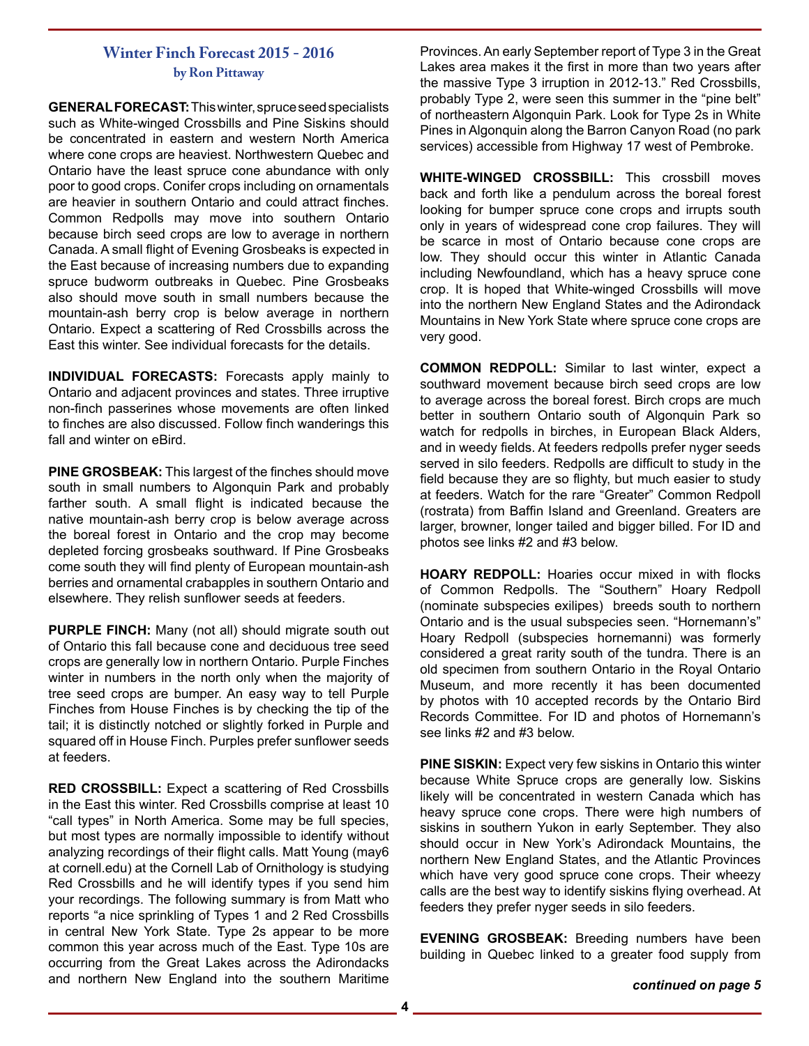## Winter Finch Forecast 2015 - 2016

**by Ron Pittaway**

**GENERAL FORECAST:** This winter, spruce seed specialists such as White-winged Crossbills and Pine Siskins should be concentrated in eastern and western North America where cone crops are heaviest. Northwestern Quebec and Ontario have the least spruce cone abundance with only poor to good crops. Conifer crops including on ornamentals are heavier in southern Ontario and could attract finches. Common Redpolls may move into southern Ontario because birch seed crops are low to average in northern Canada. A small flight of Evening Grosbeaks is expected in the East because of increasing numbers due to expanding spruce budworm outbreaks in Quebec. Pine Grosbeaks also should move south in small numbers because the mountain-ash berry crop is below average in northern Ontario. Expect a scattering of Red Crossbills across the East this winter. See individual forecasts for the details.

**INDIVIDUAL FORECASTS:** Forecasts apply mainly to Ontario and adjacent provinces and states. Three irruptive non-finch passerines whose movements are often linked to finches are also discussed. Follow finch wanderings this fall and winter on eBird.

**PINE GROSBEAK:** This largest of the finches should move south in small numbers to Algonquin Park and probably farther south. A small flight is indicated because the native mountain-ash berry crop is below average across the boreal forest in Ontario and the crop may become depleted forcing grosbeaks southward. If Pine Grosbeaks come south they will find plenty of European mountain-ash berries and ornamental crabapples in southern Ontario and elsewhere. They relish sunflower seeds at feeders.

**PURPLE FINCH:** Many (not all) should migrate south out of Ontario this fall because cone and deciduous tree seed crops are generally low in northern Ontario. Purple Finches winter in numbers in the north only when the majority of tree seed crops are bumper. An easy way to tell Purple Finches from House Finches is by checking the tip of the tail; it is distinctly notched or slightly forked in Purple and squared off in House Finch. Purples prefer sunflower seeds at feeders.

**RED CROSSBILL:** Expect a scattering of Red Crossbills in the East this winter. Red Crossbills comprise at least 10 "call types" in North America. Some may be full species, but most types are normally impossible to identify without analyzing recordings of their flight calls. Matt Young (may6 at cornell.edu) at the Cornell Lab of Ornithology is studying Red Crossbills and he will identify types if you send him your recordings. The following summary is from Matt who reports "a nice sprinkling of Types 1 and 2 Red Crossbills in central New York State. Type 2s appear to be more common this year across much of the East. Type 10s are occurring from the Great Lakes across the Adirondacks and northern New England into the southern Maritime Provinces. An early September report of Type 3 in the Great Lakes area makes it the first in more than two years after the massive Type 3 irruption in 2012-13." Red Crossbills, probably Type 2, were seen this summer in the "pine belt" of northeastern Algonquin Park. Look for Type 2s in White Pines in Algonquin along the Barron Canyon Road (no park services) accessible from Highway 17 west of Pembroke.

**WHITE-WINGED CROSSBILL:** This crossbill moves back and forth like a pendulum across the boreal forest looking for bumper spruce cone crops and irrupts south only in years of widespread cone crop failures. They will be scarce in most of Ontario because cone crops are low. They should occur this winter in Atlantic Canada including Newfoundland, which has a heavy spruce cone crop. It is hoped that White-winged Crossbills will move into the northern New England States and the Adirondack Mountains in New York State where spruce cone crops are very good.

**COMMON REDPOLL:** Similar to last winter, expect a southward movement because birch seed crops are low to average across the boreal forest. Birch crops are much better in southern Ontario south of Algonquin Park so watch for redpolls in birches, in European Black Alders, and in weedy fields. At feeders redpolls prefer nyger seeds served in silo feeders. Redpolls are difficult to study in the field because they are so flighty, but much easier to study at feeders. Watch for the rare "Greater" Common Redpoll (rostrata) from Baffin Island and Greenland. Greaters are larger, browner, longer tailed and bigger billed. For ID and photos see links #2 and #3 below.

**HOARY REDPOLL:** Hoaries occur mixed in with flocks of Common Redpolls. The "Southern" Hoary Redpoll (nominate subspecies exilipes) breeds south to northern Ontario and is the usual subspecies seen. "Hornemann's" Hoary Redpoll (subspecies hornemanni) was formerly considered a great rarity south of the tundra. There is an old specimen from southern Ontario in the Royal Ontario Museum, and more recently it has been documented by photos with 10 accepted records by the Ontario Bird Records Committee. For ID and photos of Hornemann's see links #2 and #3 below.

**PINE SISKIN:** Expect very few siskins in Ontario this winter because White Spruce crops are generally low. Siskins likely will be concentrated in western Canada which has heavy spruce cone crops. There were high numbers of siskins in southern Yukon in early September. They also should occur in New York's Adirondack Mountains, the northern New England States, and the Atlantic Provinces which have very good spruce cone crops. Their wheezy calls are the best way to identify siskins flying overhead. At feeders they prefer nyger seeds in silo feeders.

**EVENING GROSBEAK:** Breeding numbers have been building in Quebec linked to a greater food supply from

***continued on page 5***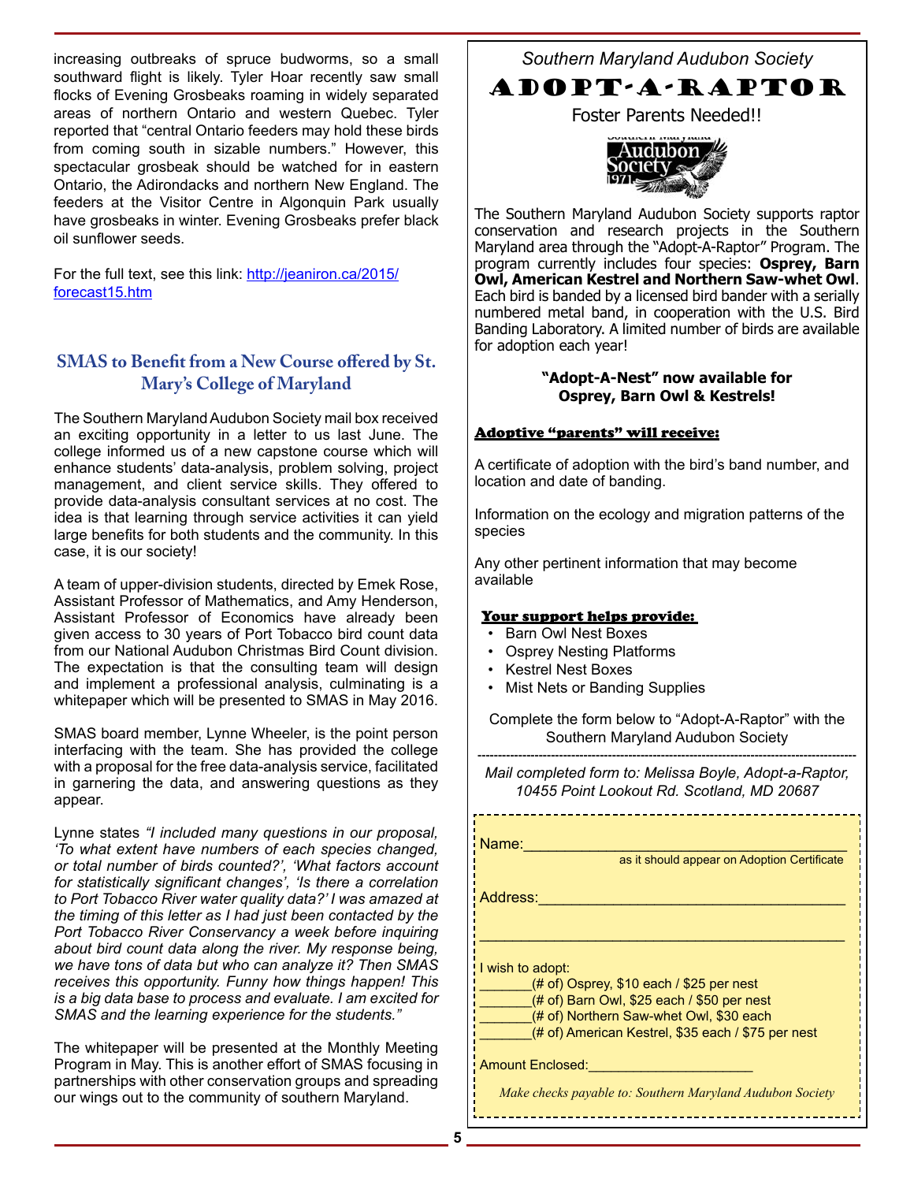increasing outbreaks of spruce budworms, so a small southward flight is likely. Tyler Hoar recently saw small flocks of Evening Grosbeaks roaming in widely separated areas of northern Ontario and western Quebec. Tyler reported that "central Ontario feeders may hold these birds from coming south in sizable numbers." However, this spectacular grosbeak should be watched for in eastern Ontario, the Adirondacks and northern New England. The feeders at the Visitor Centre in Algonquin Park usually have grosbeaks in winter. Evening Grosbeaks prefer black oil sunflower seeds.

For the full text, see this link: [http://jeaniron.ca/2015/forecast15.htm](http://jeaniron.ca/2015/forecast15.htm)

## SMAS to Benefit from a New Course offered by St. Mary's College of Maryland

The Southern Maryland Audubon Society mail box received an exciting opportunity in a letter to us last June. The college informed us of a new capstone course which will enhance students' data-analysis, problem solving, project management, and client service skills. They offered to provide data-analysis consultant services at no cost. The idea is that learning through service activities it can yield large benefits for both students and the community. In this case, it is our society!

A team of upper-division students, directed by Emek Rose, Assistant Professor of Mathematics, and Amy Henderson, Assistant Professor of Economics have already been given access to 30 years of Port Tobacco bird count data from our National Audubon Christmas Bird Count division. The expectation is that the consulting team will design and implement a professional analysis, culminating is a whitepaper which will be presented to SMAS in May 2016.

SMAS board member, Lynne Wheeler, is the point person interfacing with the team. She has provided the college with a proposal for the free data-analysis service, facilitated in garnering the data, and answering questions as they appear.

Lynne states *"I included many questions in our proposal, 'To what extent have numbers of each species changed, or total number of birds counted?', 'What factors account for statistically significant changes', 'Is there a correlation to Port Tobacco River water quality data?' I was amazed at the timing of this letter as I had just been contacted by the Port Tobacco River Conservancy a week before inquiring about bird count data along the river. My response being, we have tons of data but who can analyze it? Then SMAS receives this opportunity. Funny how things happen! This is a big data base to process and evaluate. I am excited for SMAS and the learning experience for the students."*

The whitepaper will be presented at the Monthly Meeting Program in May. This is another effort of SMAS focusing in partnerships with other conservation groups and spreading our wings out to the community of southern Maryland.

*Southern Maryland Audubon Society*

# ADOPT-A-RAPTOR

Foster Parents Needed!!

The Southern Maryland Audubon Society supports raptor conservation and research projects in the Southern Maryland area through the "Adopt-A-Raptor" Program. The program currently includes four species: **Osprey, Barn Owl, American Kestrel and Northern Saw-whet Owl**. Each bird is banded by a licensed bird bander with a serially numbered metal band, in cooperation with the U.S. Bird Banding Laboratory. A limited number of birds are available for adoption each year!

**"Adopt-A-Nest" now available for Osprey, Barn Owl & Kestrels!**

**Adoptive "parents" will receive:**

A certificate of adoption with the bird's band number, and location and date of banding.

Information on the ecology and migration patterns of the species

Any other pertinent information that may become available

**Your support helps provide:**

- Barn Owl Nest Boxes
- Osprey Nesting Platforms
- Kestrel Nest Boxes
- Mist Nets or Banding Supplies

Complete the form below to "Adopt-A-Raptor" with the Southern Maryland Audubon Society

---

*Mail completed form to: Melissa Boyle, Adopt-a-Raptor, 10455 Point Lookout Rd. Scotland, MD 20687*

Name:________________________________________
as it should appear on Adoption Certificate

Address:______________________________________

______________________________________________

I wish to adopt:
_______(# of) Osprey, $10 each / $25 per nest
_______(# of) Barn Owl, $25 each / $50 per nest
_______(# of) Northern Saw-whet Owl, $30 each
_______(# of) American Kestrel, $35 each / $75 per nest

Amount Enclosed:____________________

*Make checks payable to: Southern Maryland Audubon Society*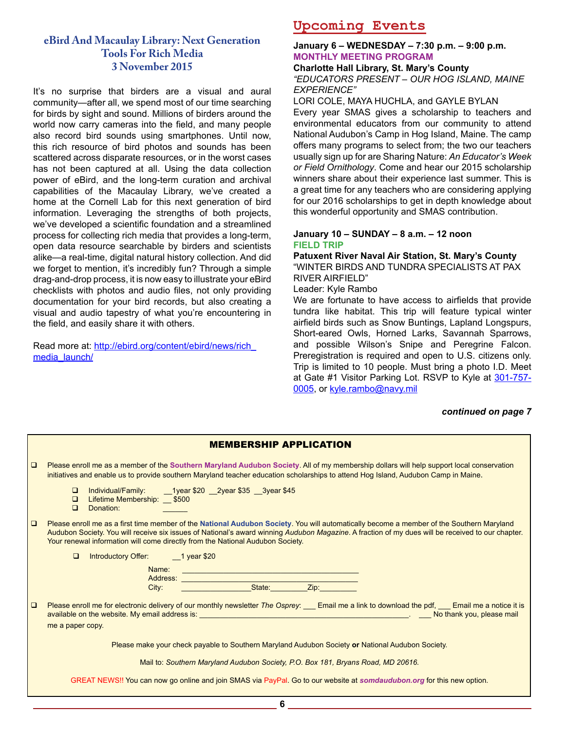## eBird And Macaulay Library: Next Generation Tools For Rich Media
## 3 November 2015

It's no surprise that birders are a visual and aural community—after all, we spend most of our time searching for birds by sight and sound. Millions of birders around the world now carry cameras into the field, and many people also record bird sounds using smartphones. Until now, this rich resource of bird photos and sounds has been scattered across disparate resources, or in the worst cases has not been captured at all. Using the data collection power of eBird, and the long-term curation and archival capabilities of the Macaulay Library, we've created a home at the Cornell Lab for this next generation of bird information. Leveraging the strengths of both projects, we've developed a scientific foundation and a streamlined process for collecting rich media that provides a long-term, open data resource searchable by birders and scientists alike—a real-time, digital natural history collection. And did we forget to mention, it's incredibly fun? Through a simple drag-and-drop process, it is now easy to illustrate your eBird checklists with photos and audio files, not only providing documentation for your bird records, but also creating a visual and audio tapestry of what you're encountering in the field, and easily share it with others.

Read more at: http://ebird.org/content/ebird/news/rich_media_launch/

# Upcoming Events

**January 6 – WEDNESDAY – 7:30 p.m. – 9:00 p.m.**
**MONTHLY MEETING PROGRAM**
**Charlotte Hall Library, St. Mary's County**
*"EDUCATORS PRESENT – OUR HOG ISLAND, MAINE EXPERIENCE"*
LORI COLE, MAYA HUCHLA, and GAYLE BYLAN

Every year SMAS gives a scholarship to teachers and environmental educators from our community to attend National Audubon's Camp in Hog Island, Maine. The camp offers many programs to select from; the two our teachers usually sign up for are Sharing Nature: *An Educator's Week or Field Ornithology*. Come and hear our 2015 scholarship winners share about their experience last summer. This is a great time for any teachers who are considering applying for our 2016 scholarships to get in depth knowledge about this wonderful opportunity and SMAS contribution.

**January 10 – SUNDAY – 8 a.m. – 12 noon**
**FIELD TRIP**
**Patuxent River Naval Air Station, St. Mary's County**
"WINTER BIRDS AND TUNDRA SPECIALISTS AT PAX RIVER AIRFIELD"
Leader: Kyle Rambo

We are fortunate to have access to airfields that provide tundra like habitat. This trip will feature typical winter airfield birds such as Snow Buntings, Lapland Longspurs, Short-eared Owls, Horned Larks, Savannah Sparrows, and possible Wilson's Snipe and Peregrine Falcon. Preregistration is required and open to U.S. citizens only. Trip is limited to 10 people. Must bring a photo I.D. Meet at Gate #1 Visitor Parking Lot. RSVP to Kyle at 301-757-0005, or kyle.rambo@navy.mil

***continued on page 7***

## MEMBERSHIP APPLICATION

- ☐ Please enroll me as a member of the **Southern Maryland Audubon Society**. All of my membership dollars will help support local conservation initiatives and enable us to provide southern Maryland teacher education scholarships to attend Hog Island, Audubon Camp in Maine.
  - ☐ Individual/Family: __1year $20 __2year $35 __3year $45
  - ☐ Lifetime Membership: __ $500
  - ☐ Donation: ______

- ☐ Please enroll me as a first time member of the **National Audubon Society**. You will automatically become a member of the Southern Maryland Audubon Society. You will receive six issues of National's award winning *Audubon Magazine*. A fraction of my dues will be received to our chapter. Your renewal information will come directly from the National Audubon Society.
  - ☐ Introductory Offer: __1 year $20

Name: ________________________
Address: ________________________
City: ______________ State: ________ Zip: ________

- ☐ Please enroll me for electronic delivery of our monthly newsletter *The Osprey*: ___ Email me a link to download the pdf, ___ Email me a notice it is available on the website. My email address is: ________________________. ___ No thank you, please mail me a paper copy.

Please make your check payable to Southern Maryland Audubon Society **or** National Audubon Society.

Mail to: *Southern Maryland Audubon Society, P.O. Box 181, Bryans Road, MD 20616.*

GREAT NEWS!! You can now go online and join SMAS via PayPal. Go to our website at ***somdaudubon.org*** for this new option.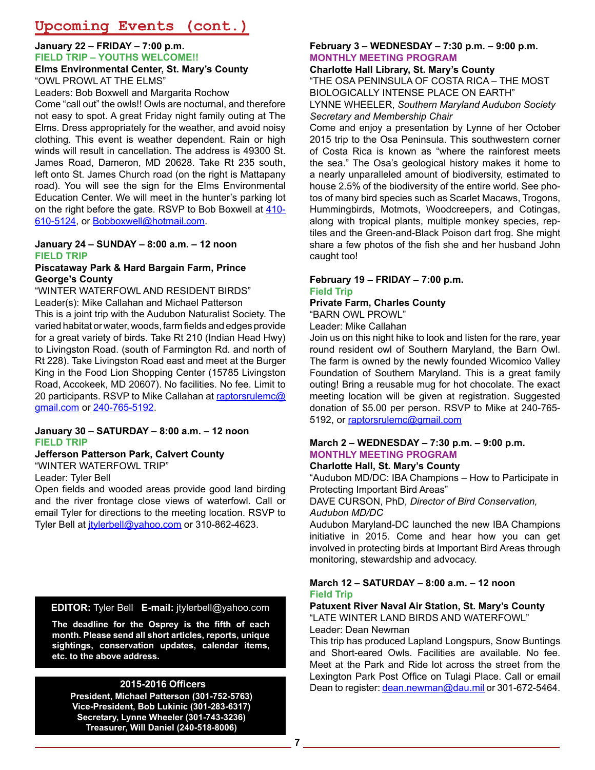# Upcoming Events (cont.)

**January 22 – FRIDAY – 7:00 p.m.**
**FIELD TRIP – YOUTHS WELCOME!!**
**Elms Environmental Center, St. Mary's County**
"OWL PROWL AT THE ELMS"
Leaders: Bob Boxwell and Margarita Rochow
Come "call out" the owls!! Owls are nocturnal, and therefore not easy to spot. A great Friday night family outing at The Elms. Dress appropriately for the weather, and avoid noisy clothing. This event is weather dependent. Rain or high winds will result in cancellation. The address is 49300 St. James Road, Dameron, MD 20628. Take Rt 235 south, left onto St. James Church road (on the right is Mattapany road). You will see the sign for the Elms Environmental Education Center. We will meet in the hunter's parking lot on the right before the gate. RSVP to Bob Boxwell at 410-610-5124, or Bobboxwell@hotmail.com.

**January 24 – SUNDAY – 8:00 a.m. – 12 noon**
**FIELD TRIP**
**Piscataway Park & Hard Bargain Farm, Prince George's County**
"WINTER WATERFOWL AND RESIDENT BIRDS"
Leader(s): Mike Callahan and Michael Patterson
This is a joint trip with the Audubon Naturalist Society. The varied habitat or water, woods, farm fields and edges provide for a great variety of birds. Take Rt 210 (Indian Head Hwy) to Livingston Road. (south of Farmington Rd. and north of Rt 228). Take Livingston Road east and meet at the Burger King in the Food Lion Shopping Center (15785 Livingston Road, Accokeek, MD 20607). No facilities. No fee. Limit to 20 participants. RSVP to Mike Callahan at raptorsrulemc@gmail.com or 240-765-5192.

**January 30 – SATURDAY – 8:00 a.m. – 12 noon**
**FIELD TRIP**
**Jefferson Patterson Park, Calvert County**
"WINTER WATERFOWL TRIP"
Leader: Tyler Bell
Open fields and wooded areas provide good land birding and the river frontage close views of waterfowl. Call or email Tyler for directions to the meeting location. RSVP to Tyler Bell at jtylerbell@yahoo.com or 310-862-4623.

**February 3 – WEDNESDAY – 7:30 p.m. – 9:00 p.m.**
**MONTHLY MEETING PROGRAM**
**Charlotte Hall Library, St. Mary's County**
"THE OSA PENINSULA OF COSTA RICA – THE MOST BIOLOGICALLY INTENSE PLACE ON EARTH"
LYNNE WHEELER, *Southern Maryland Audubon Society Secretary and Membership Chair*
Come and enjoy a presentation by Lynne of her October 2015 trip to the Osa Peninsula. This southwestern corner of Costa Rica is known as "where the rainforest meets the sea." The Osa's geological history makes it home to a nearly unparalleled amount of biodiversity, estimated to house 2.5% of the biodiversity of the entire world. See photos of many bird species such as Scarlet Macaws, Trogons, Hummingbirds, Motmots, Woodcreepers, and Cotingas, along with tropical plants, multiple monkey species, reptiles and the Green-and-Black Poison dart frog. She might share a few photos of the fish she and her husband John caught too!

**February 19 – FRIDAY – 7:00 p.m.**
**Field Trip**
**Private Farm, Charles County**
"BARN OWL PROWL"
Leader: Mike Callahan
Join us on this night hike to look and listen for the rare, year round resident owl of Southern Maryland, the Barn Owl. The farm is owned by the newly founded Wicomico Valley Foundation of Southern Maryland. This is a great family outing! Bring a reusable mug for hot chocolate. The exact meeting location will be given at registration. Suggested donation of $5.00 per person. RSVP to Mike at 240-765-5192, or raptorsrulemc@gmail.com

**March 2 – WEDNESDAY – 7:30 p.m. – 9:00 p.m.**
**MONTHLY MEETING PROGRAM**
**Charlotte Hall, St. Mary's County**
"Audubon MD/DC: IBA Champions – How to Participate in Protecting Important Bird Areas"
DAVE CURSON, PhD, *Director of Bird Conservation, Audubon MD/DC*
Audubon Maryland-DC launched the new IBA Champions initiative in 2015. Come and hear how you can get involved in protecting birds at Important Bird Areas through monitoring, stewardship and advocacy.

**March 12 – SATURDAY – 8:00 a.m. – 12 noon**
**Field Trip**
**Patuxent River Naval Air Station, St. Mary's County**
"LATE WINTER LAND BIRDS AND WATERFOWL"
Leader: Dean Newman
This trip has produced Lapland Longspurs, Snow Buntings and Short-eared Owls. Facilities are available. No fee. Meet at the Park and Ride lot across the street from the Lexington Park Post Office on Tulagi Place. Call or email Dean to register: dean.newman@dau.mil or 301-672-5464.

---

**EDITOR:** Tyler Bell **E-mail:** jtylerbell@yahoo.com

**The deadline for the Osprey is the fifth of each month. Please send all short articles, reports, unique sightings, conservation updates, calendar items, etc. to the above address.**

---

**2015-2016 Officers**
**President, Michael Patterson (301-752-5763)**
**Vice-President, Bob Lukinic (301-283-6317)**
**Secretary, Lynne Wheeler (301-743-3236)**
**Treasurer, Will Daniel (240-518-8006)**